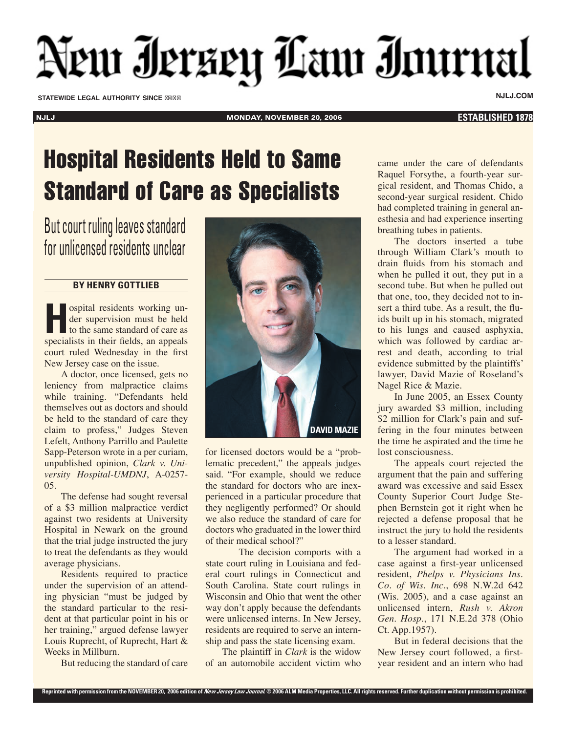# New Jersey Law Journal

STATEWIDE LEGAL AUTHORITY SINCE 1878

NJLJ.COM

MONDAY, NOVEMBER 20, 2006

# Hospital Residents Held to Same Standard of Care as Specialists

## But court ruling leaves standard for unlicensed residents unclear

**BY HENRY GOTTLIEB**

Hospital residents working under supervision must be held to the same standard of care as specialists in their fields, an appeals court ruled Wednesday in the first New Jersey case on the issue.

A doctor, once licensed, gets no leniency from malpractice claims while training. "Defendants held themselves out as doctors and should be held to the standard of care they claim to profess," Judges Steven Lefelt, Anthony Parrillo and Paulette Sapp-Peterson wrote in a per curiam, unpublished opinion, *Clark v. University Hospital-UMDNJ*, A-0257-05.

The defense had sought reversal of a $3 million malpractice verdict against two residents at University Hospital in Newark on the ground that the trial judge instructed the jury to treat the defendants as they would average physicians.

Residents required to practice under the supervision of an attending physician "must be judged by the standard particular to the resident at that particular point in his or her training," argued defense lawyer Louis Ruprecht, of Ruprecht, Hart & Weeks in Millburn.

But reducing the standard of care for licensed doctors would be a "problematic precedent," the appeals judges said. "For example, should we reduce the standard for doctors who are inexperienced in a particular procedure that they negligently performed? Or should we also reduce the standard of care for doctors who graduated in the lower third of their medical school?"

DAVID MAZIE

The decision comports with a state court ruling in Louisiana and federal court rulings in Connecticut and South Carolina. State court rulings in Wisconsin and Ohio that went the other way don't apply because the defendants were unlicensed interns. In New Jersey, residents are required to serve an internship and pass the state licensing exam.

The plaintiff in *Clark* is the widow of an automobile accident victim who came under the care of defendants Raquel Forsythe, a fourth-year surgical resident, and Thomas Chido, a second-year surgical resident. Chido had completed training in general anesthesia and had experience inserting breathing tubes in patients.

The doctors inserted a tube through William Clark's mouth to drain fluids from his stomach and when he pulled it out, they put in a second tube. But when he pulled out that one, too, they decided not to insert a third tube. As a result, the fluids built up in his stomach, migrated to his lungs and caused asphyxia, which was followed by cardiac arrest and death, according to trial evidence submitted by the plaintiffs' lawyer, David Mazie of Roseland's Nagel Rice & Mazie.

In June 2005, an Essex County jury awarded $3 million, including $2 million for Clark's pain and suffering in the four minutes between the time he aspirated and the time he lost consciousness.

The appeals court rejected the argument that the pain and suffering award was excessive and said Essex County Superior Court Judge Stephen Bernstein got it right when he rejected a defense proposal that he instruct the jury to hold the residents to a lesser standard.

The argument had worked in a case against a first-year unlicensed resident, *Phelps v. Physicians Ins. Co. of Wis. Inc*., 698 N.W.2d 642 (Wis. 2005), and a case against an unlicensed intern, *Rush v. Akron Gen. Hosp*., 171 N.E.2d 378 (Ohio Ct. App.1957).

But in federal decisions that the New Jersey court followed, a first-year resident and an intern who had

Reprinted with permission from the NOVEMBER 20, 2006 edition of *New Jersey Law Journal*. © 2006 ALM Media Properties, LLC. All rights reserved. Further duplication without permission is prohibited.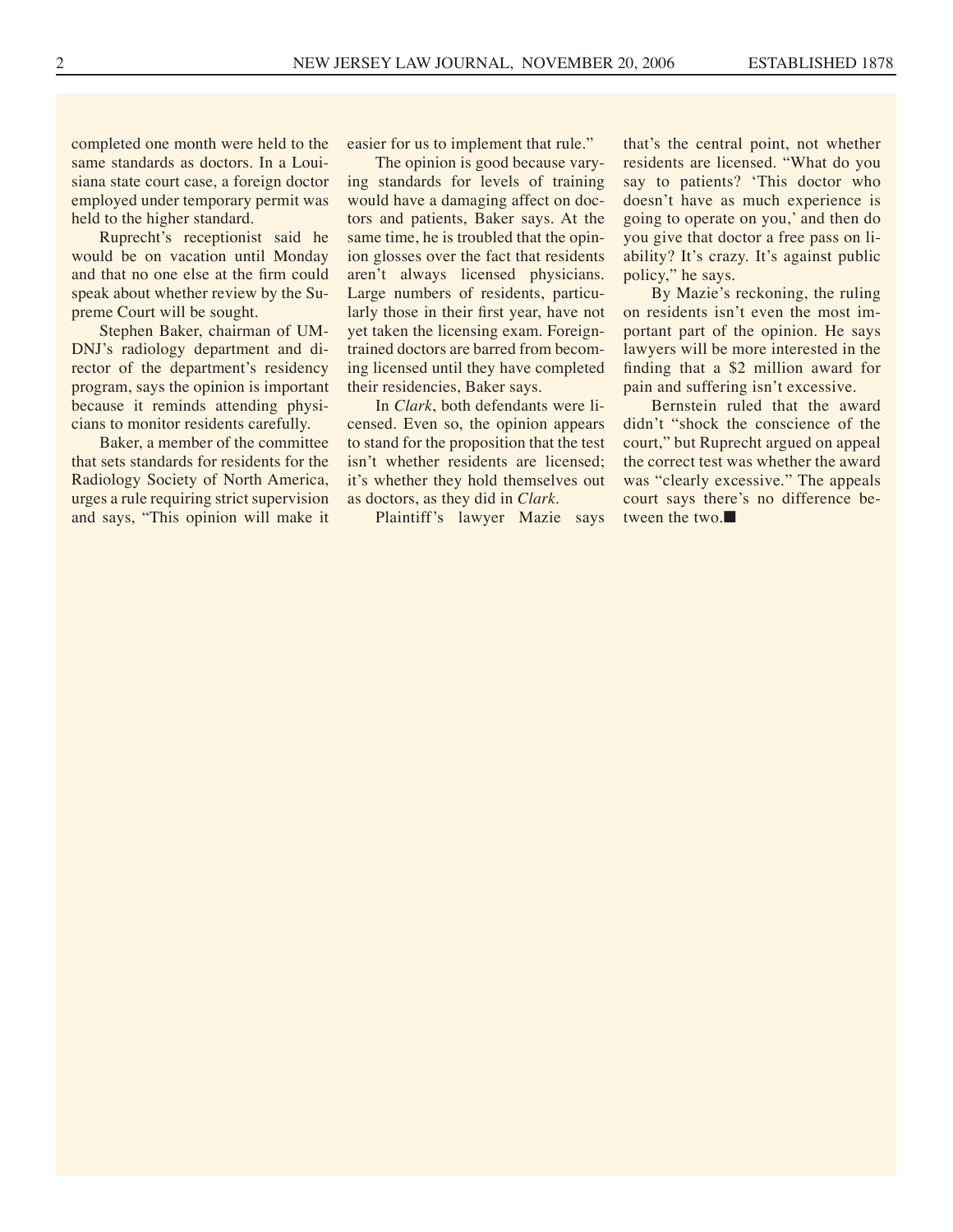completed one month were held to the same standards as doctors. In a Louisiana state court case, a foreign doctor employed under temporary permit was held to the higher standard.

Ruprecht's receptionist said he would be on vacation until Monday and that no one else at the firm could speak about whether review by the Supreme Court will be sought.

Stephen Baker, chairman of UMDNJ's radiology department and director of the department's residency program, says the opinion is important because it reminds attending physicians to monitor residents carefully.

Baker, a member of the committee that sets standards for residents for the Radiology Society of North America, urges a rule requiring strict supervision and says, "This opinion will make it easier for us to implement that rule."

The opinion is good because varying standards for levels of training would have a damaging affect on doctors and patients, Baker says. At the same time, he is troubled that the opinion glosses over the fact that residents aren't always licensed physicians. Large numbers of residents, particularly those in their first year, have not yet taken the licensing exam. Foreign-trained doctors are barred from becoming licensed until they have completed their residencies, Baker says.

In *Clark*, both defendants were licensed. Even so, the opinion appears to stand for the proposition that the test isn't whether residents are licensed; it's whether they hold themselves out as doctors, as they did in *Clark*.

Plaintiff's lawyer Mazie says that's the central point, not whether residents are licensed. "What do you say to patients? 'This doctor who doesn't have as much experience is going to operate on you,' and then do you give that doctor a free pass on liability? It's crazy. It's against public policy," he says.

By Mazie's reckoning, the ruling on residents isn't even the most important part of the opinion. He says lawyers will be more interested in the finding that a $2 million award for pain and suffering isn't excessive.

Bernstein ruled that the award didn't "shock the conscience of the court," but Ruprecht argued on appeal the correct test was whether the award was "clearly excessive." The appeals court says there's no difference between the two.■